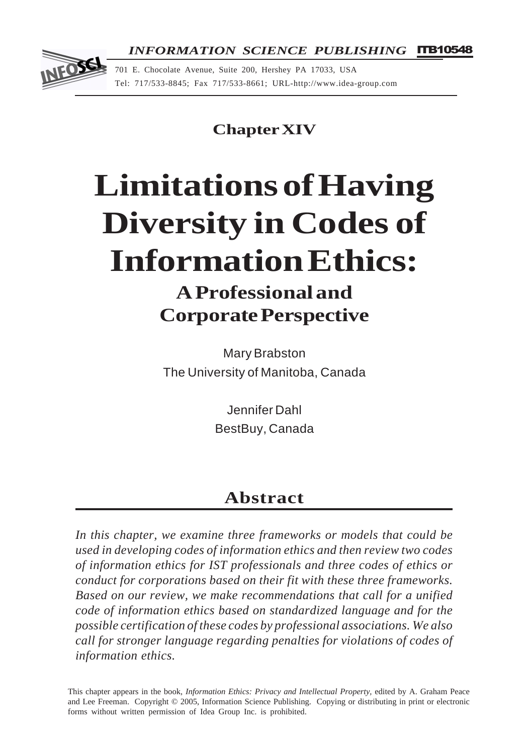INFORMATION SCIENCE PUBLISHING ITB10548

701 E. Chocolate Avenue, Suite 200, Hershey PA 17033, USA
Tel: 717/533-8845; Fax 717/533-8661; URL-http://www.idea-group.com

**Chapter XIV**

# Limitations of Having Diversity in Codes of Information Ethics:

## A Professional and Corporate Perspective

Mary Brabston
The University of Manitoba, Canada

Jennifer Dahl
BestBuy, Canada

## Abstract

*In this chapter, we examine three frameworks or models that could be used in developing codes of information ethics and then review two codes of information ethics for IST professionals and three codes of ethics or conduct for corporations based on their fit with these three frameworks. Based on our review, we make recommendations that call for a unified code of information ethics based on standardized language and for the possible certification of these codes by professional associations. We also call for stronger language regarding penalties for violations of codes of information ethics.*

This chapter appears in the book, *Information Ethics: Privacy and Intellectual Property*, edited by A. Graham Peace and Lee Freeman. Copyright © 2005, Information Science Publishing. Copying or distributing in print or electronic forms without written permission of Idea Group Inc. is prohibited.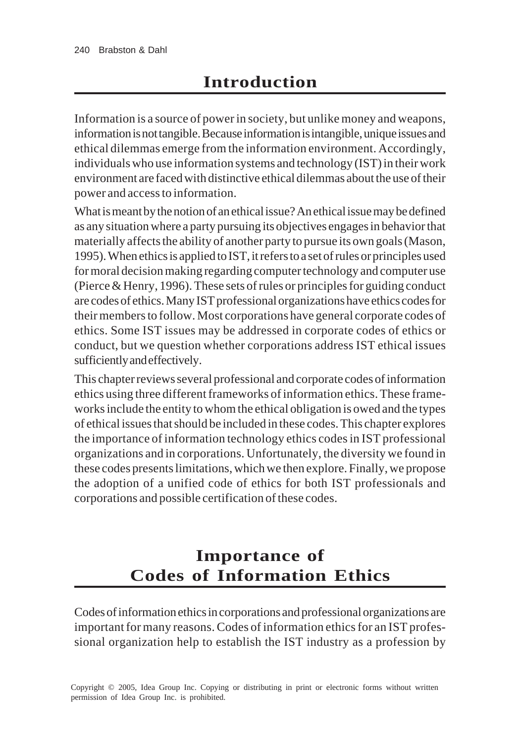## Introduction

Information is a source of power in society, but unlike money and weapons, information is not tangible. Because information is intangible, unique issues and ethical dilemmas emerge from the information environment. Accordingly, individuals who use information systems and technology (IST) in their work environment are faced with distinctive ethical dilemmas about the use of their power and access to information.

What is meant by the notion of an ethical issue? An ethical issue may be defined as any situation where a party pursuing its objectives engages in behavior that materially affects the ability of another party to pursue its own goals (Mason, 1995). When ethics is applied to IST, it refers to a set of rules or principles used for moral decision making regarding computer technology and computer use (Pierce & Henry, 1996). These sets of rules or principles for guiding conduct are codes of ethics. Many IST professional organizations have ethics codes for their members to follow. Most corporations have general corporate codes of ethics. Some IST issues may be addressed in corporate codes of ethics or conduct, but we question whether corporations address IST ethical issues sufficiently and effectively.

This chapter reviews several professional and corporate codes of information ethics using three different frameworks of information ethics. These frameworks include the entity to whom the ethical obligation is owed and the types of ethical issues that should be included in these codes. This chapter explores the importance of information technology ethics codes in IST professional organizations and in corporations. Unfortunately, the diversity we found in these codes presents limitations, which we then explore. Finally, we propose the adoption of a unified code of ethics for both IST professionals and corporations and possible certification of these codes.

## Importance of Codes of Information Ethics

Codes of information ethics in corporations and professional organizations are important for many reasons. Codes of information ethics for an IST professional organization help to establish the IST industry as a profession by

Copyright © 2005, Idea Group Inc. Copying or distributing in print or electronic forms without written permission of Idea Group Inc. is prohibited.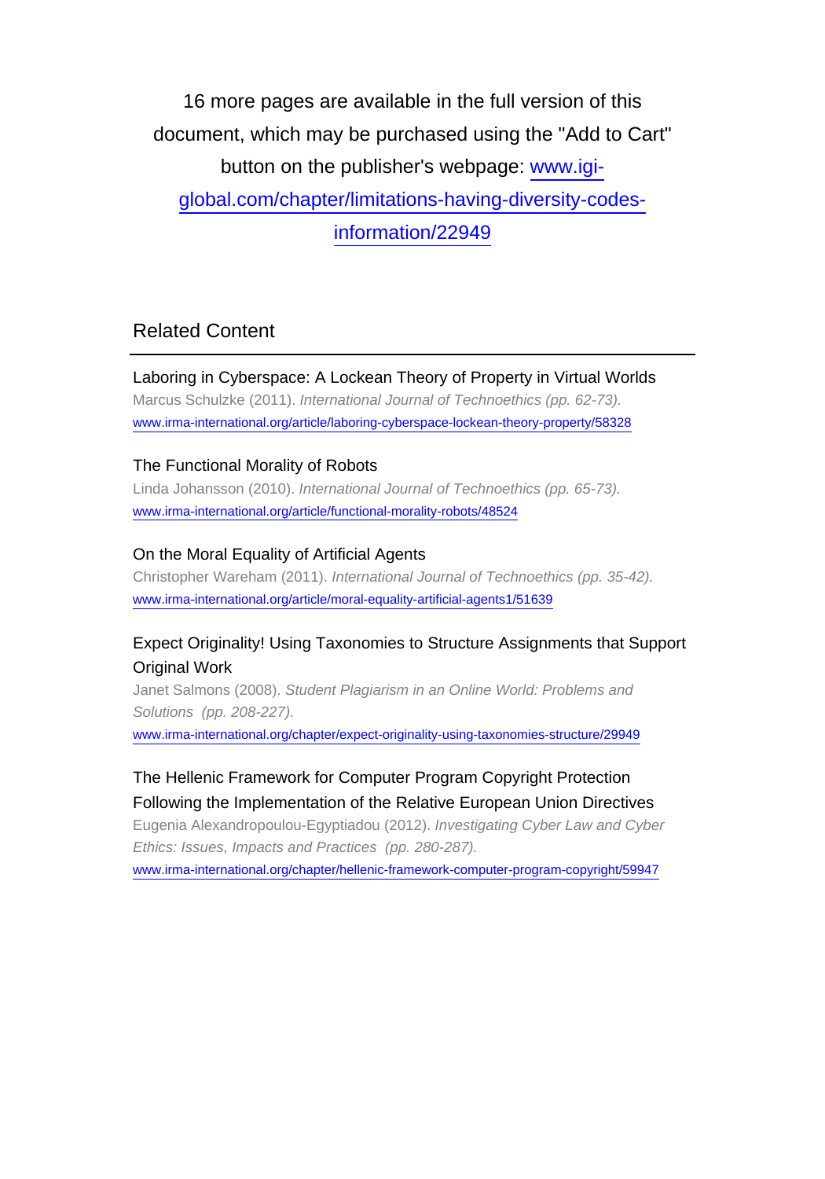16 more pages are available in the full version of this document, which may be purchased using the "Add to Cart" button on the publisher's webpage: [www.igi-global.com/chapter/limitations-having-diversity-codes-information/22949](www.igi-global.com/chapter/limitations-having-diversity-codes-information/22949)

## Related Content

**Laboring in Cyberspace: A Lockean Theory of Property in Virtual Worlds**
Marcus Schulzke (2011). *International Journal of Technoethics (pp. 62-73).*
[www.irma-international.org/article/laboring-cyberspace-lockean-theory-property/58328](www.irma-international.org/article/laboring-cyberspace-lockean-theory-property/58328)

**The Functional Morality of Robots**
Linda Johansson (2010). *International Journal of Technoethics (pp. 65-73).*
[www.irma-international.org/article/functional-morality-robots/48524](www.irma-international.org/article/functional-morality-robots/48524)

**On the Moral Equality of Artificial Agents**
Christopher Wareham (2011). *International Journal of Technoethics (pp. 35-42).*
[www.irma-international.org/article/moral-equality-artificial-agents1/51639](www.irma-international.org/article/moral-equality-artificial-agents1/51639)

**Expect Originality! Using Taxonomies to Structure Assignments that Support Original Work**
Janet Salmons (2008). *Student Plagiarism in an Online World: Problems and Solutions (pp. 208-227).*
[www.irma-international.org/chapter/expect-originality-using-taxonomies-structure/29949](www.irma-international.org/chapter/expect-originality-using-taxonomies-structure/29949)

**The Hellenic Framework for Computer Program Copyright Protection Following the Implementation of the Relative European Union Directives**
Eugenia Alexandropoulou-Egyptiadou (2012). *Investigating Cyber Law and Cyber Ethics: Issues, Impacts and Practices (pp. 280-287).*
[www.irma-international.org/chapter/hellenic-framework-computer-program-copyright/59947](www.irma-international.org/chapter/hellenic-framework-computer-program-copyright/59947)